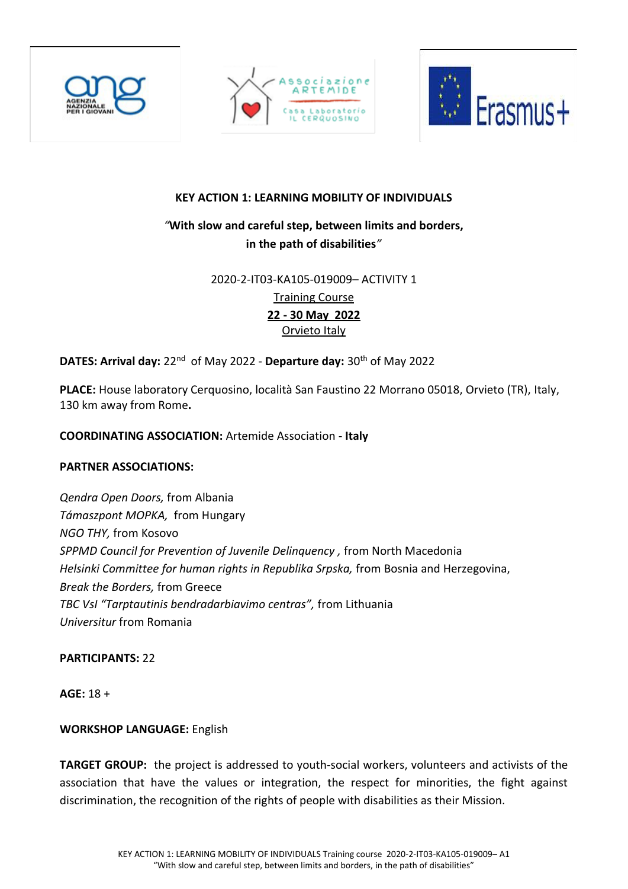**KEY ACTION 1: LEARNING MOBILITY OF INDIVIDUALS**

**"With slow and careful step, between limits and borders, in the path of disabilities"**

2020-2-IT03-KA105-019009– ACTIVITY 1

Training Course

**22 - 30 May 2022**

Orvieto Italy

**DATES: Arrival day:** 22nd of May 2022 - **Departure day:** 30th of May 2022

**PLACE:** House laboratory Cerquosino, località San Faustino 22 Morrano 05018, Orvieto (TR), Italy, 130 km away from Rome**.**

**COORDINATING ASSOCIATION:** Artemide Association - **Italy**

**PARTNER ASSOCIATIONS:**

*Qendra Open Doors,* from Albania  
*Támaszpont MOPKA,* from Hungary  
*NGO THY,* from Kosovo  
*SPPMD Council for Prevention of Juvenile Delinquency ,* from North Macedonia  
*Helsinki Committee for human rights in Republika Srpska,* from Bosnia and Herzegovina,  
*Break the Borders,* from Greece  
*TBC VsI "Tarptautinis bendradarbiavimo centras",* from Lithuania  
*Universitur* from Romania

**PARTICIPANTS:** 22

**AGE:** 18 +

**WORKSHOP LANGUAGE:** English

**TARGET GROUP:** the project is addressed to youth-social workers, volunteers and activists of the association that have the values or integration, the respect for minorities, the fight against discrimination, the recognition of the rights of people with disabilities as their Mission.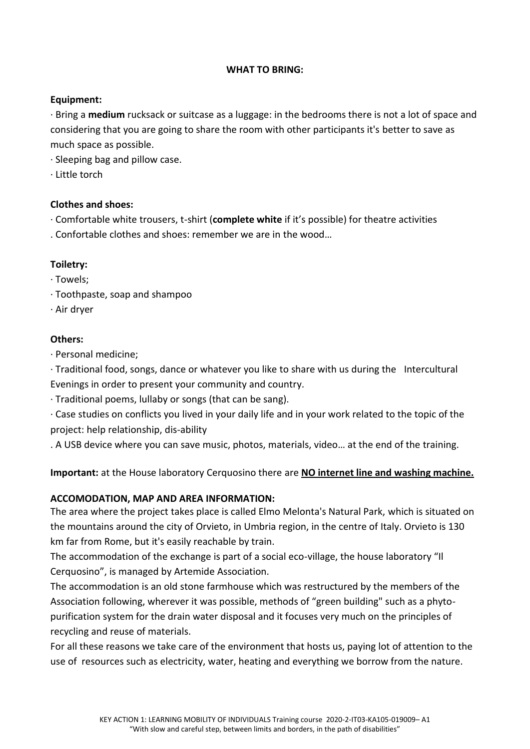## WHAT TO BRING:

### Equipment:

· Bring a **medium** rucksack or suitcase as a luggage: in the bedrooms there is not a lot of space and considering that you are going to share the room with other participants it's better to save as much space as possible.

· Sleeping bag and pillow case.

· Little torch

### Clothes and shoes:

· Comfortable white trousers, t-shirt (**complete white** if it's possible) for theatre activities

. Confortable clothes and shoes: remember we are in the wood…

### Toiletry:

· Towels;

· Toothpaste, soap and shampoo

· Air dryer

### Others:

· Personal medicine;

· Traditional food, songs, dance or whatever you like to share with us during the Intercultural Evenings in order to present your community and country.

· Traditional poems, lullaby or songs (that can be sang).

· Case studies on conflicts you lived in your daily life and in your work related to the topic of the project: help relationship, dis-ability

. A USB device where you can save music, photos, materials, video… at the end of the training.

**Important:** at the House laboratory Cerquosino there are **<u>NO internet line and washing machine.</u>**

## ACCOMODATION, MAP AND AREA INFORMATION:

The area where the project takes place is called Elmo Melonta's Natural Park, which is situated on the mountains around the city of Orvieto, in Umbria region, in the centre of Italy. Orvieto is 130 km far from Rome, but it's easily reachable by train.

The accommodation of the exchange is part of a social eco-village, the house laboratory "Il Cerquosino", is managed by Artemide Association.

The accommodation is an old stone farmhouse which was restructured by the members of the Association following, wherever it was possible, methods of "green building" such as a phyto-purification system for the drain water disposal and it focuses very much on the principles of recycling and reuse of materials.

For all these reasons we take care of the environment that hosts us, paying lot of attention to the use of resources such as electricity, water, heating and everything we borrow from the nature.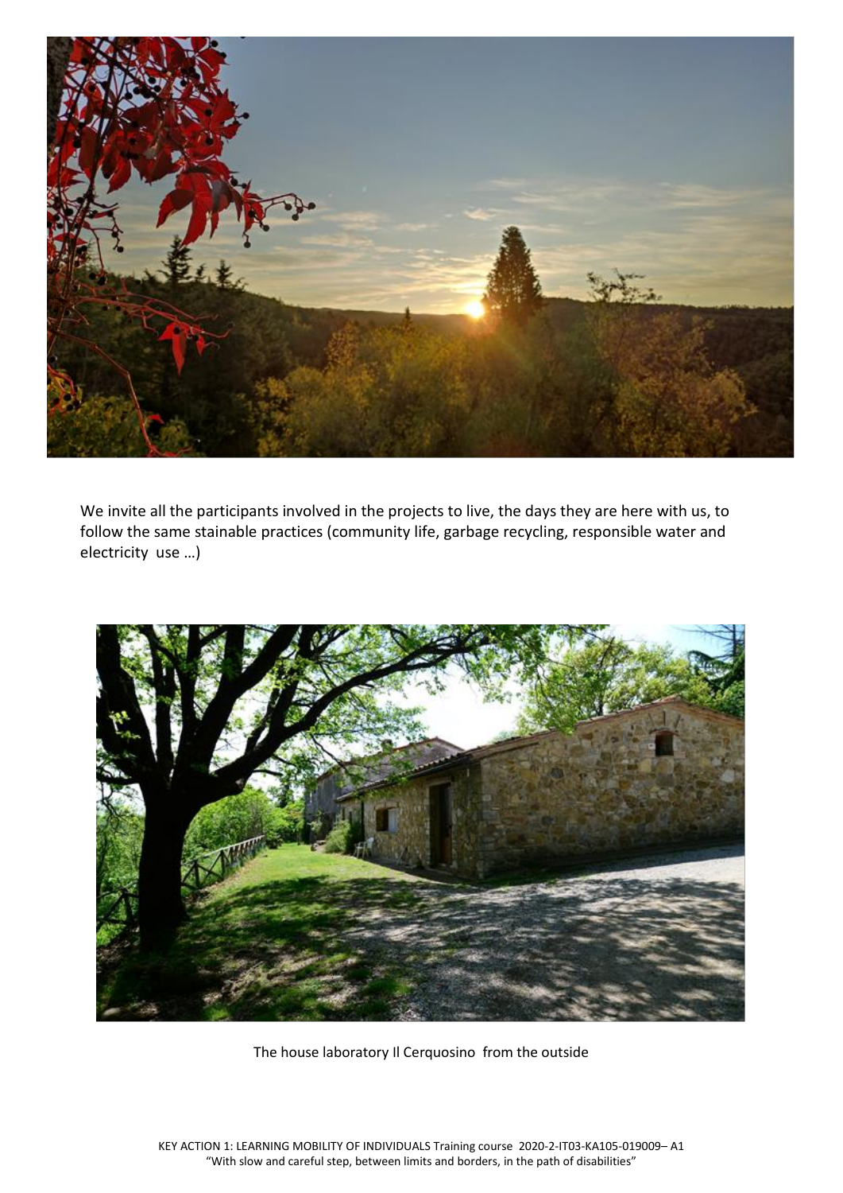We invite all the participants involved in the projects to live, the days they are here with us, to follow the same stainable practices (community life, garbage recycling, responsible water and electricity use …)

The house laboratory Il Cerquosino from the outside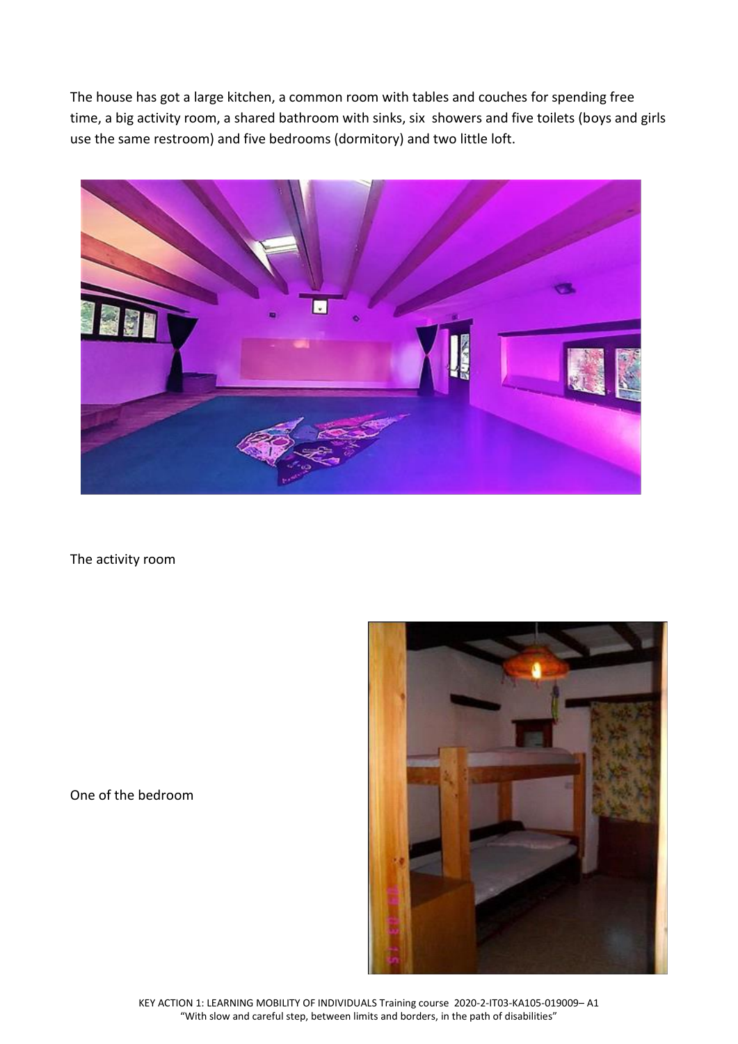The house has got a large kitchen, a common room with tables and couches for spending free time, a big activity room, a shared bathroom with sinks, six  showers and five toilets (boys and girls use the same restroom) and five bedrooms (dormitory) and two little loft.

The activity room

One of the bedroom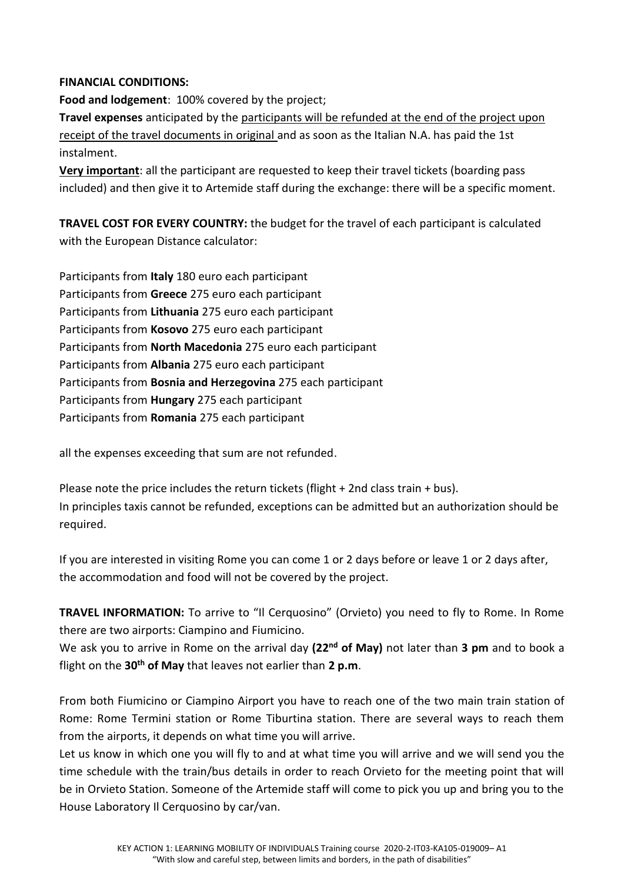**FINANCIAL CONDITIONS:**

**Food and lodgement**: 100% covered by the project;

**Travel expenses** anticipated by the participants will be refunded at the end of the project upon receipt of the travel documents in original and as soon as the Italian N.A. has paid the 1st instalment.

**Very important**: all the participant are requested to keep their travel tickets (boarding pass included) and then give it to Artemide staff during the exchange: there will be a specific moment.

**TRAVEL COST FOR EVERY COUNTRY:** the budget for the travel of each participant is calculated with the European Distance calculator:

Participants from **Italy** 180 euro each participant
Participants from **Greece** 275 euro each participant
Participants from **Lithuania** 275 euro each participant
Participants from **Kosovo** 275 euro each participant
Participants from **North Macedonia** 275 euro each participant
Participants from **Albania** 275 euro each participant
Participants from **Bosnia and Herzegovina** 275 each participant
Participants from **Hungary** 275 each participant
Participants from **Romania** 275 each participant

all the expenses exceeding that sum are not refunded.

Please note the price includes the return tickets (flight + 2nd class train + bus).
In principles taxis cannot be refunded, exceptions can be admitted but an authorization should be required.

If you are interested in visiting Rome you can come 1 or 2 days before or leave 1 or 2 days after, the accommodation and food will not be covered by the project.

**TRAVEL INFORMATION:** To arrive to "Il Cerquosino" (Orvieto) you need to fly to Rome. In Rome there are two airports: Ciampino and Fiumicino.

We ask you to arrive in Rome on the arrival day **(22nd of May)** not later than **3 pm** and to book a flight on the **30th of May** that leaves not earlier than **2 p.m**.

From both Fiumicino or Ciampino Airport you have to reach one of the two main train station of Rome: Rome Termini station or Rome Tiburtina station. There are several ways to reach them from the airports, it depends on what time you will arrive.

Let us know in which one you will fly to and at what time you will arrive and we will send you the time schedule with the train/bus details in order to reach Orvieto for the meeting point that will be in Orvieto Station. Someone of the Artemide staff will come to pick you up and bring you to the House Laboratory Il Cerquosino by car/van.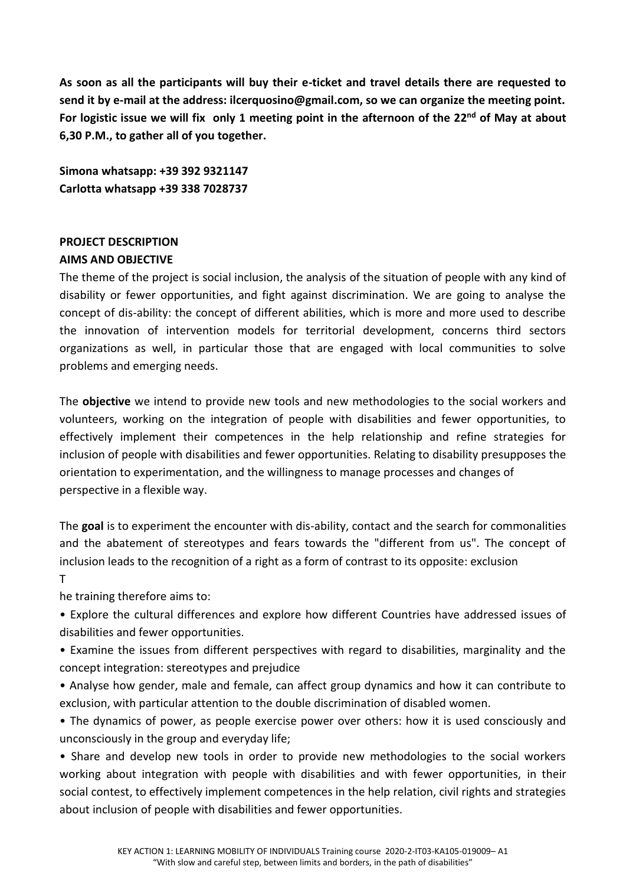**As soon as all the participants will buy their e-ticket and travel details there are requested to send it by e-mail at the address: ilcerquosino@gmail.com, so we can organize the meeting point. For logistic issue we will fix only 1 meeting point in the afternoon of the 22nd of May at about 6,30 P.M., to gather all of you together.**

**Simona whatsapp: +39 392 9321147**
**Carlotta whatsapp +39 338 7028737**

**PROJECT DESCRIPTION**

**AIMS AND OBJECTIVE**

The theme of the project is social inclusion, the analysis of the situation of people with any kind of disability or fewer opportunities, and fight against discrimination. We are going to analyse the concept of dis-ability: the concept of different abilities, which is more and more used to describe the innovation of intervention models for territorial development, concerns third sectors organizations as well, in particular those that are engaged with local communities to solve problems and emerging needs.

The **objective** we intend to provide new tools and new methodologies to the social workers and volunteers, working on the integration of people with disabilities and fewer opportunities, to effectively implement their competences in the help relationship and refine strategies for inclusion of people with disabilities and fewer opportunities. Relating to disability presupposes the orientation to experimentation, and the willingness to manage processes and changes of perspective in a flexible way.

The **goal** is to experiment the encounter with dis-ability, contact and the search for commonalities and the abatement of stereotypes and fears towards the "different from us". The concept of inclusion leads to the recognition of a right as a form of contrast to its opposite: exclusion

T

he training therefore aims to:

- Explore the cultural differences and explore how different Countries have addressed issues of disabilities and fewer opportunities.
- Examine the issues from different perspectives with regard to disabilities, marginality and the concept integration: stereotypes and prejudice
- Analyse how gender, male and female, can affect group dynamics and how it can contribute to exclusion, with particular attention to the double discrimination of disabled women.
- The dynamics of power, as people exercise power over others: how it is used consciously and unconsciously in the group and everyday life;
- Share and develop new tools in order to provide new methodologies to the social workers working about integration with people with disabilities and with fewer opportunities, in their social contest, to effectively implement competences in the help relation, civil rights and strategies about inclusion of people with disabilities and fewer opportunities.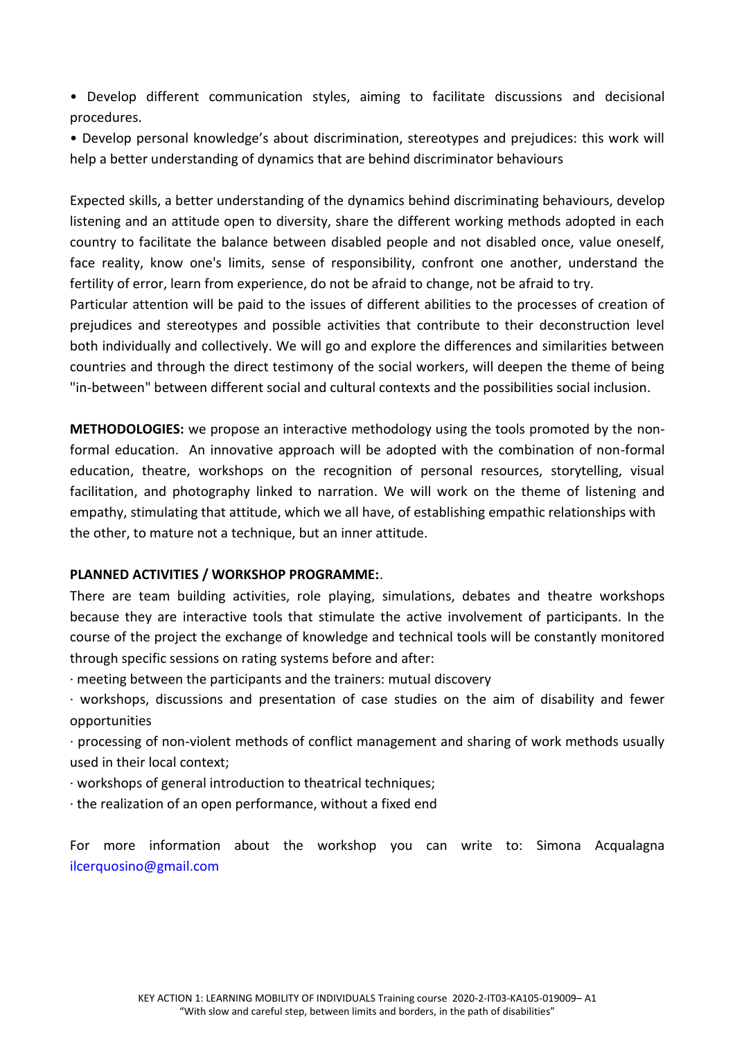• Develop different communication styles, aiming to facilitate discussions and decisional procedures.

• Develop personal knowledge's about discrimination, stereotypes and prejudices: this work will help a better understanding of dynamics that are behind discriminator behaviours

Expected skills, a better understanding of the dynamics behind discriminating behaviours, develop listening and an attitude open to diversity, share the different working methods adopted in each country to facilitate the balance between disabled people and not disabled once, value oneself, face reality, know one's limits, sense of responsibility, confront one another, understand the fertility of error, learn from experience, do not be afraid to change, not be afraid to try.
Particular attention will be paid to the issues of different abilities to the processes of creation of prejudices and stereotypes and possible activities that contribute to their deconstruction level both individually and collectively. We will go and explore the differences and similarities between countries and through the direct testimony of the social workers, will deepen the theme of being "in-between" between different social and cultural contexts and the possibilities social inclusion.

**METHODOLOGIES:** we propose an interactive methodology using the tools promoted by the non-formal education. An innovative approach will be adopted with the combination of non-formal education, theatre, workshops on the recognition of personal resources, storytelling, visual facilitation, and photography linked to narration. We will work on the theme of listening and empathy, stimulating that attitude, which we all have, of establishing empathic relationships with the other, to mature not a technique, but an inner attitude.

**PLANNED ACTIVITIES / WORKSHOP PROGRAMME:**.

There are team building activities, role playing, simulations, debates and theatre workshops because they are interactive tools that stimulate the active involvement of participants. In the course of the project the exchange of knowledge and technical tools will be constantly monitored through specific sessions on rating systems before and after:

· meeting between the participants and the trainers: mutual discovery

· workshops, discussions and presentation of case studies on the aim of disability and fewer opportunities

· processing of non-violent methods of conflict management and sharing of work methods usually used in their local context;

· workshops of general introduction to theatrical techniques;

· the realization of an open performance, without a fixed end

For more information about the workshop you can write to: Simona Acqualagna ilcerquosino@gmail.com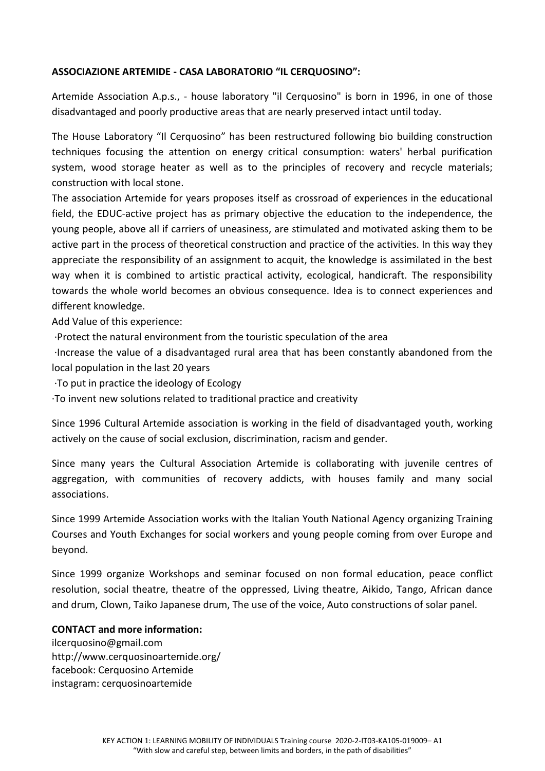**ASSOCIAZIONE ARTEMIDE - CASA LABORATORIO "IL CERQUOSINO":**

Artemide Association A.p.s., - house laboratory "il Cerquosino" is born in 1996, in one of those disadvantaged and poorly productive areas that are nearly preserved intact until today.

The House Laboratory "Il Cerquosino" has been restructured following bio building construction techniques focusing the attention on energy critical consumption: waters' herbal purification system, wood storage heater as well as to the principles of recovery and recycle materials; construction with local stone.

The association Artemide for years proposes itself as crossroad of experiences in the educational field, the EDUC-active project has as primary objective the education to the independence, the young people, above all if carriers of uneasiness, are stimulated and motivated asking them to be active part in the process of theoretical construction and practice of the activities. In this way they appreciate the responsibility of an assignment to acquit, the knowledge is assimilated in the best way when it is combined to artistic practical activity, ecological, handicraft. The responsibility towards the whole world becomes an obvious consequence. Idea is to connect experiences and different knowledge.

Add Value of this experience:

·Protect the natural environment from the touristic speculation of the area

·Increase the value of a disadvantaged rural area that has been constantly abandoned from the local population in the last 20 years

·To put in practice the ideology of Ecology

·To invent new solutions related to traditional practice and creativity

Since 1996 Cultural Artemide association is working in the field of disadvantaged youth, working actively on the cause of social exclusion, discrimination, racism and gender.

Since many years the Cultural Association Artemide is collaborating with juvenile centres of aggregation, with communities of recovery addicts, with houses family and many social associations.

Since 1999 Artemide Association works with the Italian Youth National Agency organizing Training Courses and Youth Exchanges for social workers and young people coming from over Europe and beyond.

Since 1999 organize Workshops and seminar focused on non formal education, peace conflict resolution, social theatre, theatre of the oppressed, Living theatre, Aikido, Tango, African dance and drum, Clown, Taiko Japanese drum, The use of the voice, Auto constructions of solar panel.

**CONTACT and more information:**
ilcerquosino@gmail.com
http://www.cerquosinoartemide.org/
facebook: Cerquosino Artemide
instagram: cerquosinoartemide